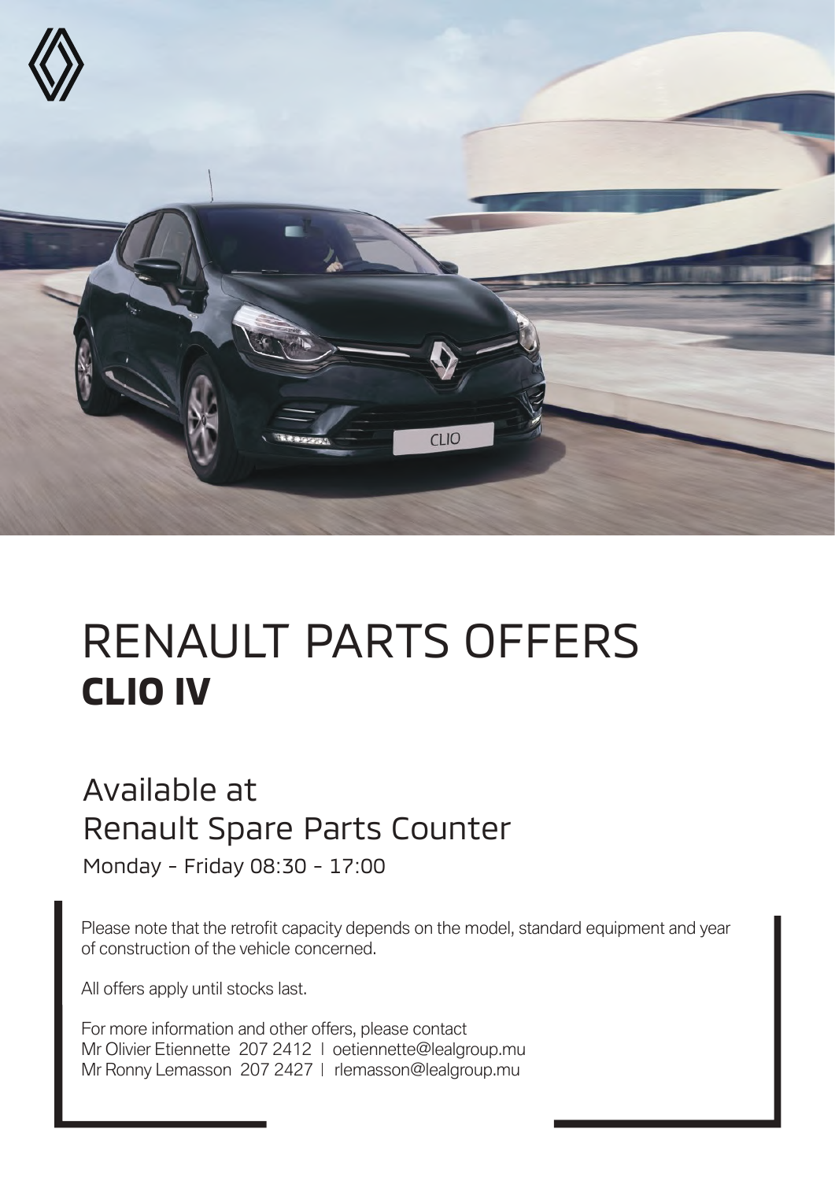# RENAULT PARTS OFFERS

## CLIO IV

## Available at
## Renault Spare Parts Counter

Monday - Friday 08:30 - 17:00

Please note that the retrofit capacity depends on the model, standard equipment and year of construction of the vehicle concerned.

All offers apply until stocks last.

For more information and other offers, please contact
Mr Olivier Etiennette 207 2412 | oetiennette@lealgroup.mu
Mr Ronny Lemasson 207 2427 | rlemasson@lealgroup.mu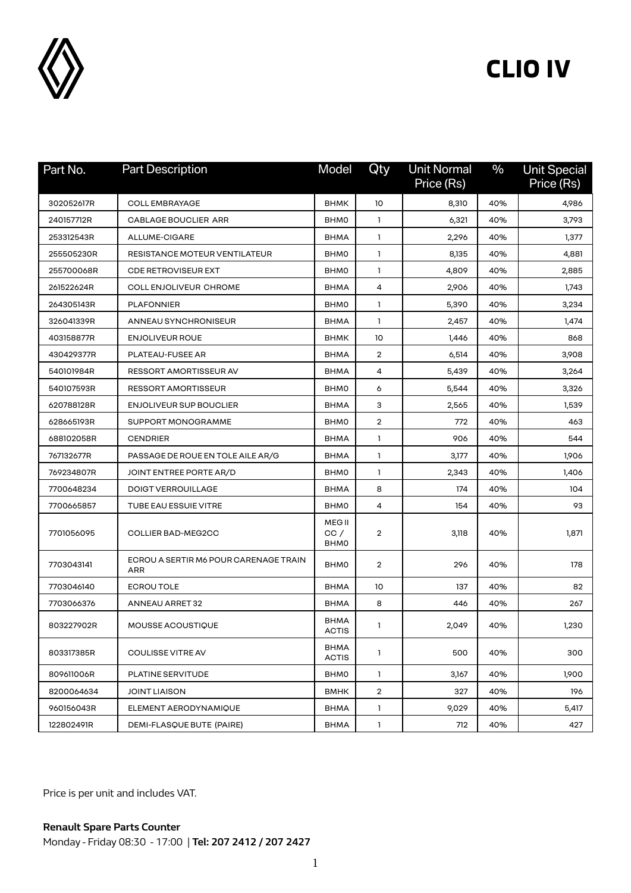# CLIO IV

| Part No. | Part Description | Model | Qty | Unit Normal Price (Rs) | % | Unit Special Price (Rs) |
|---|---|---|---|---|---|---|
| 302052617R | COLL EMBRAYAGE | BHMK | 10 | 8,310 | 40% | 4,986 |
| 240157712R | CABLAGE BOUCLIER ARR | BHM0 | 1 | 6,321 | 40% | 3,793 |
| 253312543R | ALLUME-CIGARE | BHMA | 1 | 2,296 | 40% | 1,377 |
| 255505230R | RESISTANCE MOTEUR VENTILATEUR | BHM0 | 1 | 8,135 | 40% | 4,881 |
| 255700068R | CDE RETROVISEUR EXT | BHM0 | 1 | 4,809 | 40% | 2,885 |
| 261522624R | COLL ENJOLIVEUR CHROME | BHMA | 4 | 2,906 | 40% | 1,743 |
| 264305143R | PLAFONNIER | BHM0 | 1 | 5,390 | 40% | 3,234 |
| 326041339R | ANNEAU SYNCHRONISEUR | BHMA | 1 | 2,457 | 40% | 1,474 |
| 403158877R | ENJOLIVEUR ROUE | BHMK | 10 | 1,446 | 40% | 868 |
| 430429377R | PLATEAU-FUSEE AR | BHMA | 2 | 6,514 | 40% | 3,908 |
| 540101984R | RESSORT AMORTISSEUR AV | BHMA | 4 | 5,439 | 40% | 3,264 |
| 540107593R | RESSORT AMORTISSEUR | BHM0 | 6 | 5,544 | 40% | 3,326 |
| 620788128R | ENJOLIVEUR SUP BOUCLIER | BHMA | 3 | 2,565 | 40% | 1,539 |
| 628665193R | SUPPORT MONOGRAMME | BHM0 | 2 | 772 | 40% | 463 |
| 688102058R | CENDRIER | BHMA | 1 | 906 | 40% | 544 |
| 767132677R | PASSAGE DE ROUE EN TOLE AILE AR/G | BHMA | 1 | 3,177 | 40% | 1,906 |
| 769234807R | JOINT ENTREE PORTE AR/D | BHM0 | 1 | 2,343 | 40% | 1,406 |
| 7700648234 | DOIGT VERROUILLAGE | BHMA | 8 | 174 | 40% | 104 |
| 7700665857 | TUBE EAU ESSUIE VITRE | BHM0 | 4 | 154 | 40% | 93 |
| 7701056095 | COLLIER BAD-MEG2CC | MEG II CC / BHM0 | 2 | 3,118 | 40% | 1,871 |
| 7703043141 | ECROU A SERTIR M6 POUR CARENAGE TRAIN ARR | BHM0 | 2 | 296 | 40% | 178 |
| 7703046140 | ECROU TOLE | BHMA | 10 | 137 | 40% | 82 |
| 7703066376 | ANNEAU ARRET 32 | BHMA | 8 | 446 | 40% | 267 |
| 803227902R | MOUSSE ACOUSTIQUE | BHMA ACTIS | 1 | 2,049 | 40% | 1,230 |
| 803317385R | COULISSE VITRE AV | BHMA ACTIS | 1 | 500 | 40% | 300 |
| 809611006R | PLATINE SERVITUDE | BHM0 | 1 | 3,167 | 40% | 1,900 |
| 8200064634 | JOINT LIAISON | BMHK | 2 | 327 | 40% | 196 |
| 960156043R | ELEMENT AERODYNAMIQUE | BHMA | 1 | 9,029 | 40% | 5,417 |
| 122802491R | DEMI-FLASQUE BUTE (PAIRE) | BHMA | 1 | 712 | 40% | 427 |

Price is per unit and includes VAT.

**Renault Spare Parts Counter**
Monday - Friday 08:30 - 17:00 | **Tel: 207 2412 / 207 2427**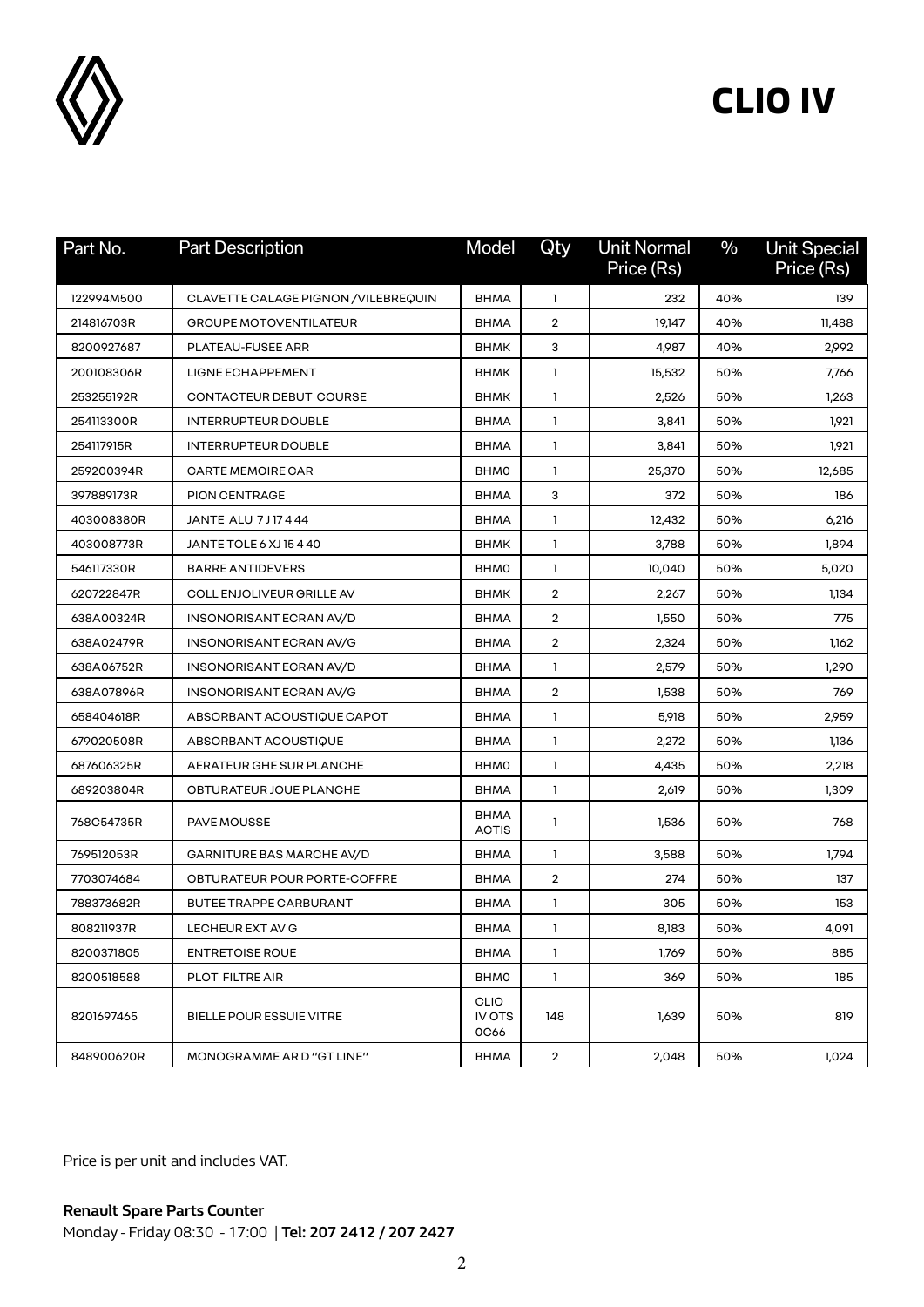# CLIO IV

| Part No. | Part Description | Model | Qty | Unit Normal Price (Rs) | % | Unit Special Price (Rs) |
|---|---|---|---|---|---|---|
| 122994M500 | CLAVETTE CALAGE PIGNON /VILEBREQUIN | BHMA | 1 | 232 | 40% | 139 |
| 214816703R | GROUPE MOTOVENTILATEUR | BHMA | 2 | 19,147 | 40% | 11,488 |
| 8200927687 | PLATEAU-FUSEE ARR | BHMK | 3 | 4,987 | 40% | 2,992 |
| 200108306R | LIGNE ECHAPPEMENT | BHMK | 1 | 15,532 | 50% | 7,766 |
| 253255192R | CONTACTEUR DEBUT COURSE | BHMK | 1 | 2,526 | 50% | 1,263 |
| 254113300R | INTERRUPTEUR DOUBLE | BHMA | 1 | 3,841 | 50% | 1,921 |
| 254117915R | INTERRUPTEUR DOUBLE | BHMA | 1 | 3,841 | 50% | 1,921 |
| 259200394R | CARTE MEMOIRE CAR | BHM0 | 1 | 25,370 | 50% | 12,685 |
| 397889173R | PION CENTRAGE | BHMA | 3 | 372 | 50% | 186 |
| 403008380R | JANTE ALU 7 J 17 4 44 | BHMA | 1 | 12,432 | 50% | 6,216 |
| 403008773R | JANTE TOLE 6 XJ 15 4 40 | BHMK | 1 | 3,788 | 50% | 1,894 |
| 546117330R | BARRE ANTIDEVERS | BHM0 | 1 | 10,040 | 50% | 5,020 |
| 620722847R | COLL ENJOLIVEUR GRILLE AV | BHMK | 2 | 2,267 | 50% | 1,134 |
| 638A00324R | INSONORISANT ECRAN AV/D | BHMA | 2 | 1,550 | 50% | 775 |
| 638A02479R | INSONORISANT ECRAN AV/G | BHMA | 2 | 2,324 | 50% | 1,162 |
| 638A06752R | INSONORISANT ECRAN AV/D | BHMA | 1 | 2,579 | 50% | 1,290 |
| 638A07896R | INSONORISANT ECRAN AV/G | BHMA | 2 | 1,538 | 50% | 769 |
| 658404618R | ABSORBANT ACOUSTIQUE CAPOT | BHMA | 1 | 5,918 | 50% | 2,959 |
| 679020508R | ABSORBANT ACOUSTIQUE | BHMA | 1 | 2,272 | 50% | 1,136 |
| 687606325R | AERATEUR GHE SUR PLANCHE | BHM0 | 1 | 4,435 | 50% | 2,218 |
| 689203804R | OBTURATEUR JOUE PLANCHE | BHMA | 1 | 2,619 | 50% | 1,309 |
| 768C54735R | PAVE MOUSSE | BHMA ACTIS | 1 | 1,536 | 50% | 768 |
| 769512053R | GARNITURE BAS MARCHE AV/D | BHMA | 1 | 3,588 | 50% | 1,794 |
| 7703074684 | OBTURATEUR POUR PORTE-COFFRE | BHMA | 2 | 274 | 50% | 137 |
| 788373682R | BUTEE TRAPPE CARBURANT | BHMA | 1 | 305 | 50% | 153 |
| 808211937R | LECHEUR EXT AV G | BHMA | 1 | 8,183 | 50% | 4,091 |
| 8200371805 | ENTRETOISE ROUE | BHMA | 1 | 1,769 | 50% | 885 |
| 8200518588 | PLOT FILTRE AIR | BHM0 | 1 | 369 | 50% | 185 |
| 8201697465 | BIELLE POUR ESSUIE VITRE | CLIO IV OTS 0C66 | 148 | 1,639 | 50% | 819 |
| 848900620R | MONOGRAMME AR D "GT LINE" | BHMA | 2 | 2,048 | 50% | 1,024 |

Price is per unit and includes VAT.

**Renault Spare Parts Counter**

Monday - Friday 08:30 - 17:00 | **Tel: 207 2412 / 207 2427**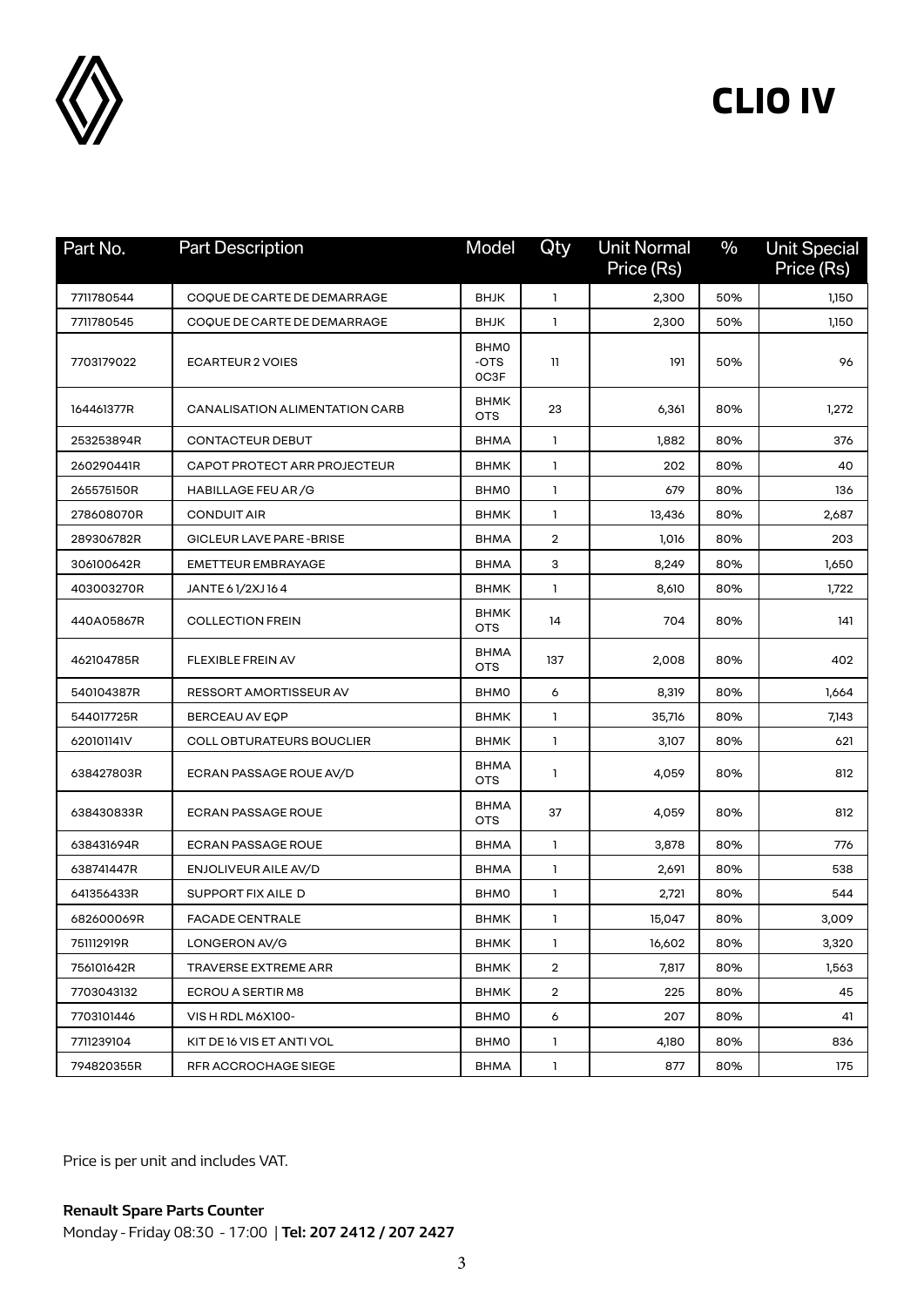# CLIO IV

| Part No. | Part Description | Model | Qty | Unit Normal Price (Rs) | % | Unit Special Price (Rs) |
|---|---|---|---|---|---|---|
| 7711780544 | COQUE DE CARTE DE DEMARRAGE | BHJK | 1 | 2,300 | 50% | 1,150 |
| 7711780545 | COQUE DE CARTE DE DEMARRAGE | BHJK | 1 | 2,300 | 50% | 1,150 |
| 7703179022 | ECARTEUR 2 VOIES | BHM0 -OTS 0C3F | 11 | 191 | 50% | 96 |
| 164461377R | CANALISATION ALIMENTATION CARB | BHMK OTS | 23 | 6,361 | 80% | 1,272 |
| 253253894R | CONTACTEUR DEBUT | BHMA | 1 | 1,882 | 80% | 376 |
| 260290441R | CAPOT PROTECT ARR PROJECTEUR | BHMK | 1 | 202 | 80% | 40 |
| 265575150R | HABILLAGE FEU AR /G | BHM0 | 1 | 679 | 80% | 136 |
| 278608070R | CONDUIT AIR | BHMK | 1 | 13,436 | 80% | 2,687 |
| 289306782R | GICLEUR LAVE PARE -BRISE | BHMA | 2 | 1,016 | 80% | 203 |
| 306100642R | EMETTEUR EMBRAYAGE | BHMA | 3 | 8,249 | 80% | 1,650 |
| 403003270R | JANTE 6 1/2XJ 16 4 | BHMK | 1 | 8,610 | 80% | 1,722 |
| 440A05867R | COLLECTION FREIN | BHMK OTS | 14 | 704 | 80% | 141 |
| 462104785R | FLEXIBLE FREIN AV | BHMA OTS | 137 | 2,008 | 80% | 402 |
| 540104387R | RESSORT AMORTISSEUR AV | BHM0 | 6 | 8,319 | 80% | 1,664 |
| 544017725R | BERCEAU AV EQP | BHMK | 1 | 35,716 | 80% | 7,143 |
| 620101141V | COLL OBTURATEURS BOUCLIER | BHMK | 1 | 3,107 | 80% | 621 |
| 638427803R | ECRAN PASSAGE ROUE AV/D | BHMA OTS | 1 | 4,059 | 80% | 812 |
| 638430833R | ECRAN PASSAGE ROUE | BHMA OTS | 37 | 4,059 | 80% | 812 |
| 638431694R | ECRAN PASSAGE ROUE | BHMA | 1 | 3,878 | 80% | 776 |
| 638741447R | ENJOLIVEUR AILE AV/D | BHMA | 1 | 2,691 | 80% | 538 |
| 641356433R | SUPPORT FIX AILE D | BHM0 | 1 | 2,721 | 80% | 544 |
| 682600069R | FACADE CENTRALE | BHMK | 1 | 15,047 | 80% | 3,009 |
| 751112919R | LONGERON AV/G | BHMK | 1 | 16,602 | 80% | 3,320 |
| 756101642R | TRAVERSE EXTREME ARR | BHMK | 2 | 7,817 | 80% | 1,563 |
| 7703043132 | ECROU A SERTIR M8 | BHMK | 2 | 225 | 80% | 45 |
| 7703101446 | VIS H RDL M6X100- | BHM0 | 6 | 207 | 80% | 41 |
| 7711239104 | KIT DE 16 VIS ET ANTI VOL | BHM0 | 1 | 4,180 | 80% | 836 |
| 794820355R | RFR ACCROCHAGE SIEGE | BHMA | 1 | 877 | 80% | 175 |

Price is per unit and includes VAT.

**Renault Spare Parts Counter**

Monday - Friday 08:30 - 17:00 | **Tel: 207 2412 / 207 2427**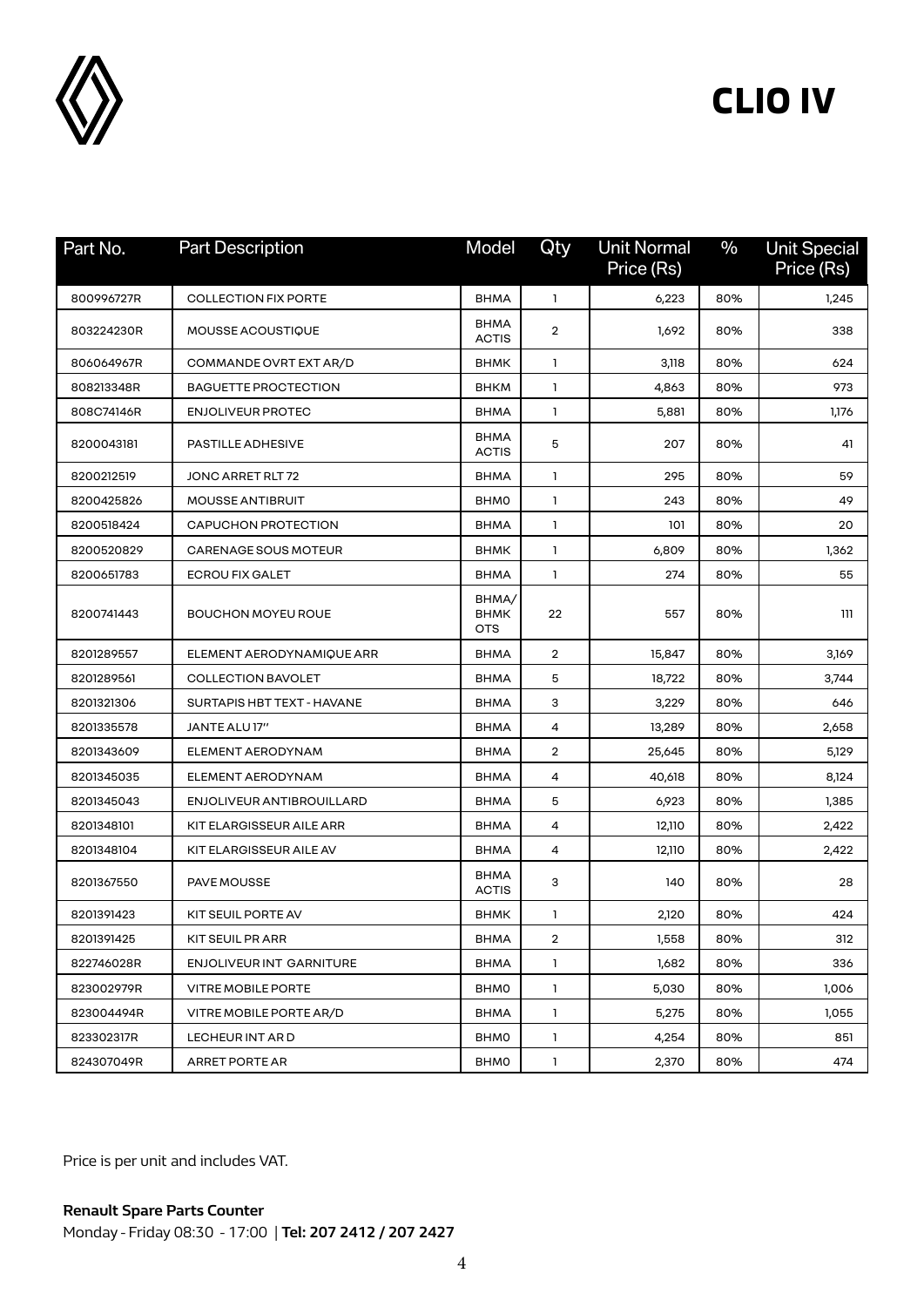# CLIO IV

| Part No. | Part Description | Model | Qty | Unit Normal Price (Rs) | % | Unit Special Price (Rs) |
|---|---|---|---|---|---|---|
| 800996727R | COLLECTION FIX PORTE | BHMA | 1 | 6,223 | 80% | 1,245 |
| 803224230R | MOUSSE ACOUSTIQUE | BHMA ACTIS | 2 | 1,692 | 80% | 338 |
| 806064967R | COMMANDE OVRT EXT AR/D | BHMK | 1 | 3,118 | 80% | 624 |
| 808213348R | BAGUETTE PROCTECTION | BHKM | 1 | 4,863 | 80% | 973 |
| 808C74146R | ENJOLIVEUR PROTEC | BHMA | 1 | 5,881 | 80% | 1,176 |
| 8200043181 | PASTILLE ADHESIVE | BHMA ACTIS | 5 | 207 | 80% | 41 |
| 8200212519 | JONC ARRET RLT 72 | BHMA | 1 | 295 | 80% | 59 |
| 8200425826 | MOUSSE ANTIBRUIT | BHM0 | 1 | 243 | 80% | 49 |
| 8200518424 | CAPUCHON PROTECTION | BHMA | 1 | 101 | 80% | 20 |
| 8200520829 | CARENAGE SOUS MOTEUR | BHMK | 1 | 6,809 | 80% | 1,362 |
| 8200651783 | ECROU FIX GALET | BHMA | 1 | 274 | 80% | 55 |
| 8200741443 | BOUCHON MOYEU ROUE | BHMA/ BHMK OTS | 22 | 557 | 80% | 111 |
| 8201289557 | ELEMENT AERODYNAMIQUE ARR | BHMA | 2 | 15,847 | 80% | 3,169 |
| 8201289561 | COLLECTION BAVOLET | BHMA | 5 | 18,722 | 80% | 3,744 |
| 8201321306 | SURTAPIS HBT TEXT - HAVANE | BHMA | 3 | 3,229 | 80% | 646 |
| 8201335578 | JANTE ALU 17'' | BHMA | 4 | 13,289 | 80% | 2,658 |
| 8201343609 | ELEMENT AERODYNAM | BHMA | 2 | 25,645 | 80% | 5,129 |
| 8201345035 | ELEMENT AERODYNAM | BHMA | 4 | 40,618 | 80% | 8,124 |
| 8201345043 | ENJOLIVEUR ANTIBROUILLARD | BHMA | 5 | 6,923 | 80% | 1,385 |
| 8201348101 | KIT ELARGISSEUR AILE ARR | BHMA | 4 | 12,110 | 80% | 2,422 |
| 8201348104 | KIT ELARGISSEUR AILE AV | BHMA | 4 | 12,110 | 80% | 2,422 |
| 8201367550 | PAVE MOUSSE | BHMA ACTIS | 3 | 140 | 80% | 28 |
| 8201391423 | KIT SEUIL PORTE AV | BHMK | 1 | 2,120 | 80% | 424 |
| 8201391425 | KIT SEUIL PR ARR | BHMA | 2 | 1,558 | 80% | 312 |
| 822746028R | ENJOLIVEUR INT GARNITURE | BHMA | 1 | 1,682 | 80% | 336 |
| 823002979R | VITRE MOBILE PORTE | BHM0 | 1 | 5,030 | 80% | 1,006 |
| 823004494R | VITRE MOBILE PORTE AR/D | BHMA | 1 | 5,275 | 80% | 1,055 |
| 823302317R | LECHEUR INT AR D | BHM0 | 1 | 4,254 | 80% | 851 |
| 824307049R | ARRET PORTE AR | BHM0 | 1 | 2,370 | 80% | 474 |

Price is per unit and includes VAT.

**Renault Spare Parts Counter**
Monday - Friday 08:30 - 17:00 | **Tel: 207 2412 / 207 2427**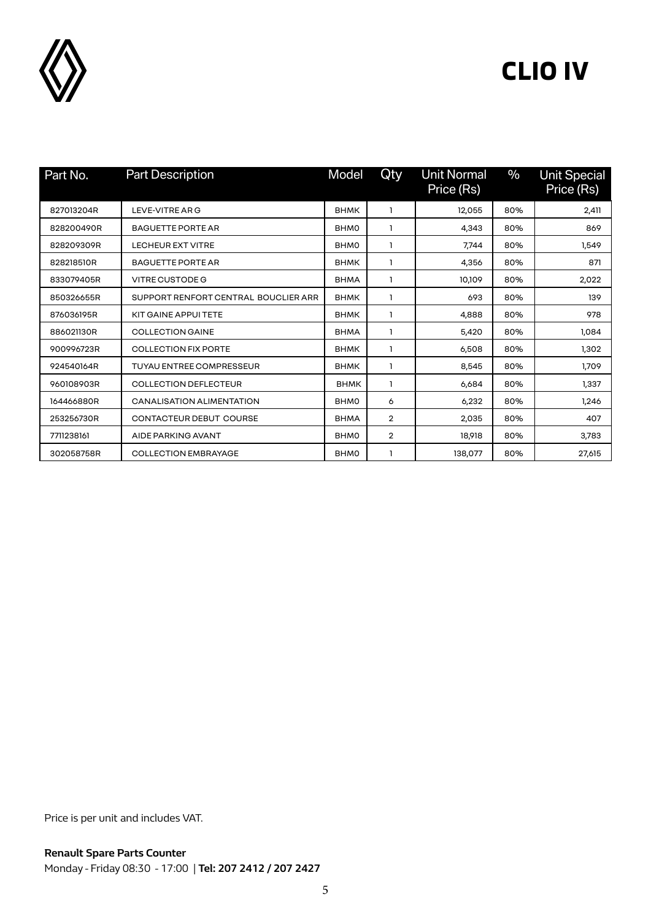# CLIO IV

| Part No. | Part Description | Model | Qty | Unit Normal Price (Rs) | % | Unit Special Price (Rs) |
|---|---|---|---|---|---|---|
| 827013204R | LEVE-VITRE AR G | BHMK | 1 | 12,055 | 80% | 2,411 |
| 828200490R | BAGUETTE PORTE AR | BHM0 | 1 | 4,343 | 80% | 869 |
| 828209309R | LECHEUR EXT VITRE | BHM0 | 1 | 7,744 | 80% | 1,549 |
| 828218510R | BAGUETTE PORTE AR | BHMK | 1 | 4,356 | 80% | 871 |
| 833079405R | VITRE CUSTODE G | BHMA | 1 | 10,109 | 80% | 2,022 |
| 850326655R | SUPPORT RENFORT CENTRAL BOUCLIER ARR | BHMK | 1 | 693 | 80% | 139 |
| 876036195R | KIT GAINE APPUI TETE | BHMK | 1 | 4,888 | 80% | 978 |
| 886021130R | COLLECTION GAINE | BHMA | 1 | 5,420 | 80% | 1,084 |
| 900996723R | COLLECTION FIX PORTE | BHMK | 1 | 6,508 | 80% | 1,302 |
| 924540164R | TUYAU ENTREE COMPRESSEUR | BHMK | 1 | 8,545 | 80% | 1,709 |
| 960108903R | COLLECTION DEFLECTEUR | BHMK | 1 | 6,684 | 80% | 1,337 |
| 164466880R | CANALISATION ALIMENTATION | BHM0 | 6 | 6,232 | 80% | 1,246 |
| 253256730R | CONTACTEUR DEBUT COURSE | BHMA | 2 | 2,035 | 80% | 407 |
| 7711238161 | AIDE PARKING AVANT | BHM0 | 2 | 18,918 | 80% | 3,783 |
| 302058758R | COLLECTION EMBRAYAGE | BHM0 | 1 | 138,077 | 80% | 27,615 |

Price is per unit and includes VAT.

**Renault Spare Parts Counter**
Monday - Friday 08:30 - 17:00 | **Tel: 207 2412 / 207 2427**